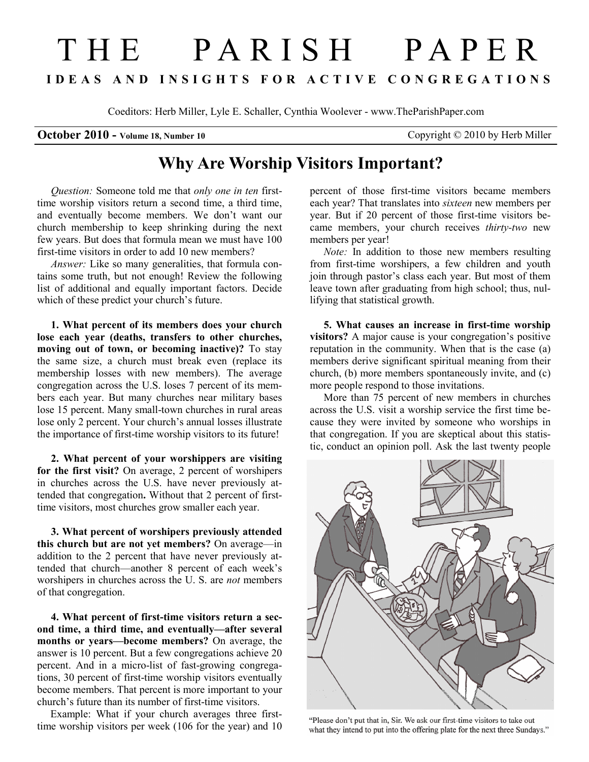# THE PARISH PAPER

**IDEAS AND INSIGHTS FOR ACTIVE CONGREGATIONS**

Coeditors: Herb Miller, Lyle E. Schaller, Cynthia Woolever - www.TheParishPaper.com

**October 2010 - Volume 18, Number 10** Copyright © 2010 by Herb Miller

## Why Are Worship Visitors Important?

*Question:* Someone told me that *only one in ten* first-time worship visitors return a second time, a third time, and eventually become members. We don't want our church membership to keep shrinking during the next few years. But does that formula mean we must have 100 first-time visitors in order to add 10 new members?

*Answer:* Like so many generalities, that formula contains some truth, but not enough! Review the following list of additional and equally important factors. Decide which of these predict your church's future.

**1. What percent of its members does your church lose each year (deaths, transfers to other churches, moving out of town, or becoming inactive)?** To stay the same size, a church must break even (replace its membership losses with new members). The average congregation across the U.S. loses 7 percent of its members each year. But many churches near military bases lose 15 percent. Many small-town churches in rural areas lose only 2 percent. Your church's annual losses illustrate the importance of first-time worship visitors to its future!

**2. What percent of your worshippers are visiting for the first visit?** On average, 2 percent of worshipers in churches across the U.S. have never previously attended that congregation**.** Without that 2 percent of first-time visitors, most churches grow smaller each year.

**3. What percent of worshipers previously attended this church but are not yet members?** On average—in addition to the 2 percent that have never previously attended that church—another 8 percent of each week's worshipers in churches across the U. S. are *not* members of that congregation.

**4. What percent of first-time visitors return a second time, a third time, and eventually—after several months or years—become members?** On average, the answer is 10 percent. But a few congregations achieve 20 percent. And in a micro-list of fast-growing congregations, 30 percent of first-time worship visitors eventually become members. That percent is more important to your church's future than its number of first-time visitors.

Example: What if your church averages three first-time worship visitors per week (106 for the year) and 10 percent of those first-time visitors became members each year? That translates into *sixteen* new members per year. But if 20 percent of those first-time visitors became members, your church receives *thirty-two* new members per year!

*Note:* In addition to those new members resulting from first-time worshipers, a few children and youth join through pastor's class each year. But most of them leave town after graduating from high school; thus, nullifying that statistical growth.

**5. What causes an increase in first-time worship visitors?** A major cause is your congregation's positive reputation in the community. When that is the case (a) members derive significant spiritual meaning from their church, (b) more members spontaneously invite, and (c) more people respond to those invitations.

More than 75 percent of new members in churches across the U.S. visit a worship service the first time because they were invited by someone who worships in that congregation. If you are skeptical about this statistic, conduct an opinion poll. Ask the last twenty people

"Please don't put that in, Sir. We ask our first-time visitors to take out what they intend to put into the offering plate for the next three Sundays."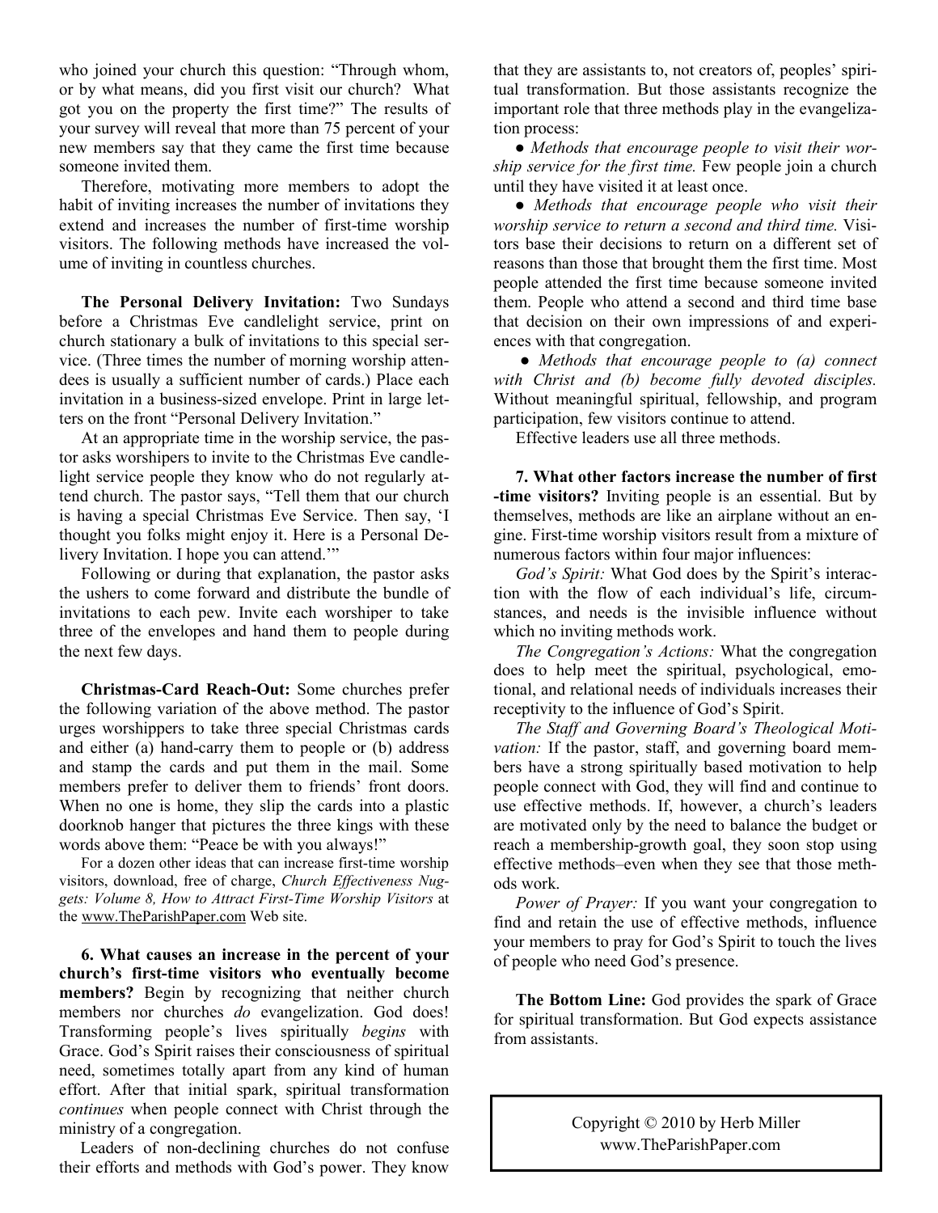who joined your church this question: "Through whom, or by what means, did you first visit our church? What got you on the property the first time?" The results of your survey will reveal that more than 75 percent of your new members say that they came the first time because someone invited them.

Therefore, motivating more members to adopt the habit of inviting increases the number of invitations they extend and increases the number of first-time worship visitors. The following methods have increased the volume of inviting in countless churches.

**The Personal Delivery Invitation:** Two Sundays before a Christmas Eve candlelight service, print on church stationary a bulk of invitations to this special service. (Three times the number of morning worship attendees is usually a sufficient number of cards.) Place each invitation in a business-sized envelope. Print in large letters on the front "Personal Delivery Invitation."

At an appropriate time in the worship service, the pastor asks worshipers to invite to the Christmas Eve candlelight service people they know who do not regularly attend church. The pastor says, "Tell them that our church is having a special Christmas Eve Service. Then say, 'I thought you folks might enjoy it. Here is a Personal Delivery Invitation. I hope you can attend.'"

Following or during that explanation, the pastor asks the ushers to come forward and distribute the bundle of invitations to each pew. Invite each worshiper to take three of the envelopes and hand them to people during the next few days.

**Christmas-Card Reach-Out:** Some churches prefer the following variation of the above method. The pastor urges worshippers to take three special Christmas cards and either (a) hand-carry them to people or (b) address and stamp the cards and put them in the mail. Some members prefer to deliver them to friends' front doors. When no one is home, they slip the cards into a plastic doorknob hanger that pictures the three kings with these words above them: "Peace be with you always!"

For a dozen other ideas that can increase first-time worship visitors, download, free of charge, *Church Effectiveness Nuggets: Volume 8, How to Attract First-Time Worship Visitors* at the www.TheParishPaper.com Web site.

**6. What causes an increase in the percent of your church's first-time visitors who eventually become members?** Begin by recognizing that neither church members nor churches *do* evangelization. God does! Transforming people's lives spiritually *begins* with Grace. God's Spirit raises their consciousness of spiritual need, sometimes totally apart from any kind of human effort. After that initial spark, spiritual transformation *continues* when people connect with Christ through the ministry of a congregation.

Leaders of non-declining churches do not confuse their efforts and methods with God's power. They know that they are assistants to, not creators of, peoples' spiritual transformation. But those assistants recognize the important role that three methods play in the evangelization process:

- *Methods that encourage people to visit their worship service for the first time.* Few people join a church until they have visited it at least once.
- *Methods that encourage people who visit their worship service to return a second and third time.* Visitors base their decisions to return on a different set of reasons than those that brought them the first time. Most people attended the first time because someone invited them. People who attend a second and third time base that decision on their own impressions of and experiences with that congregation.
- *Methods that encourage people to (a) connect with Christ and (b) become fully devoted disciples.* Without meaningful spiritual, fellowship, and program participation, few visitors continue to attend.

Effective leaders use all three methods.

**7. What other factors increase the number of first-time visitors?** Inviting people is an essential. But by themselves, methods are like an airplane without an engine. First-time worship visitors result from a mixture of numerous factors within four major influences:

*God's Spirit:* What God does by the Spirit's interaction with the flow of each individual's life, circumstances, and needs is the invisible influence without which no inviting methods work.

*The Congregation's Actions:* What the congregation does to help meet the spiritual, psychological, emotional, and relational needs of individuals increases their receptivity to the influence of God's Spirit.

*The Staff and Governing Board's Theological Motivation:* If the pastor, staff, and governing board members have a strong spiritually based motivation to help people connect with God, they will find and continue to use effective methods. If, however, a church's leaders are motivated only by the need to balance the budget or reach a membership-growth goal, they soon stop using effective methods–even when they see that those methods work.

*Power of Prayer:* If you want your congregation to find and retain the use of effective methods, influence your members to pray for God's Spirit to touch the lives of people who need God's presence.

**The Bottom Line:** God provides the spark of Grace for spiritual transformation. But God expects assistance from assistants.

Copyright © 2010 by Herb Miller
www.TheParishPaper.com